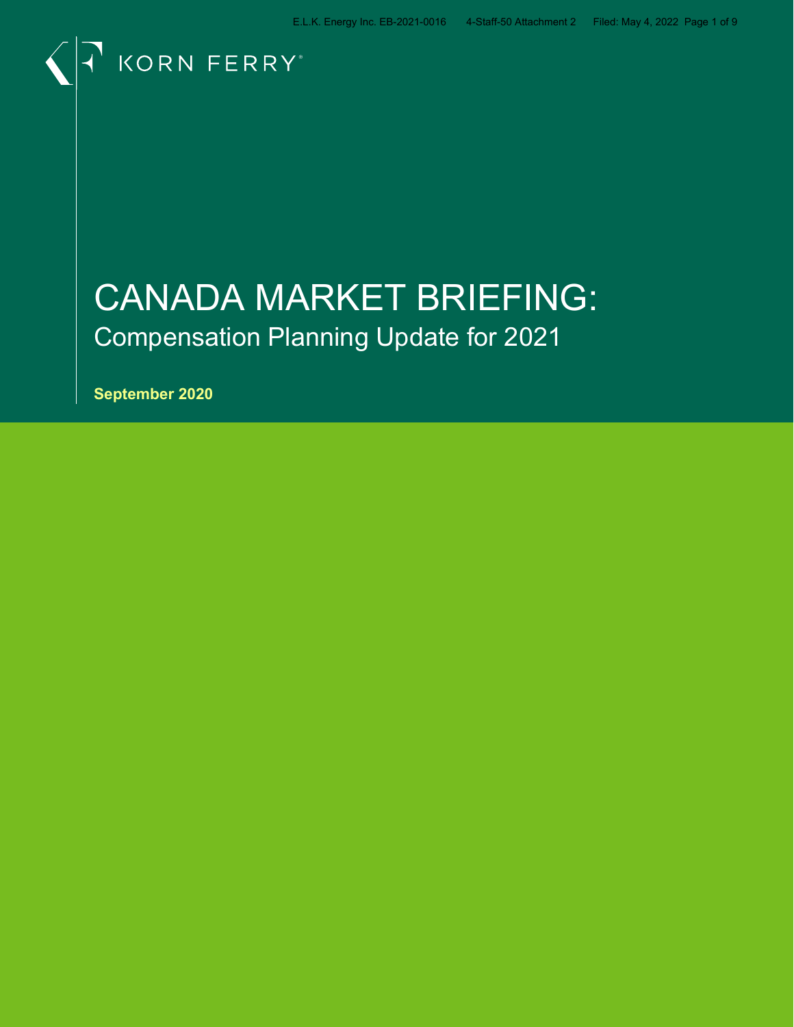KORN FERRY

# CANADA MARKET BRIEFING:

## Compensation Planning Update for 2021

**September 2020**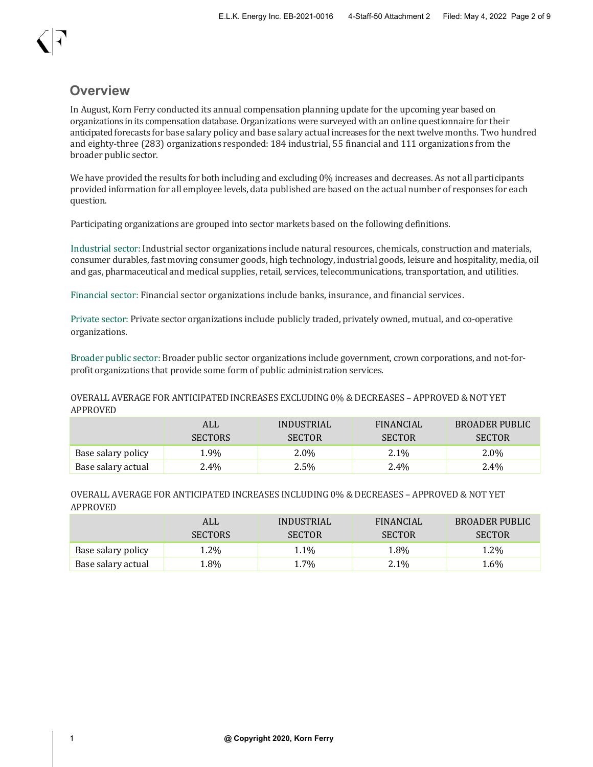## Overview

In August, Korn Ferry conducted its annual compensation planning update for the upcoming year based on organizations in its compensation database. Organizations were surveyed with an online questionnaire for their anticipated forecasts for base salary policy and base salary actual increases for the next twelve months. Two hundred and eighty-three (283) organizations responded: 184 industrial, 55 financial and 111 organizations from the broader public sector.

We have provided the results for both including and excluding 0% increases and decreases. As not all participants provided information for all employee levels, data published are based on the actual number of responses for each question.

Participating organizations are grouped into sector markets based on the following definitions.

Industrial sector: Industrial sector organizations include natural resources, chemicals, construction and materials, consumer durables, fast moving consumer goods, high technology, industrial goods, leisure and hospitality, media, oil and gas, pharmaceutical and medical supplies, retail, services, telecommunications, transportation, and utilities.

Financial sector: Financial sector organizations include banks, insurance, and financial services.

Private sector: Private sector organizations include publicly traded, privately owned, mutual, and co-operative organizations.

Broader public sector: Broader public sector organizations include government, crown corporations, and not-for-profit organizations that provide some form of public administration services.

OVERALL AVERAGE FOR ANTICIPATED INCREASES EXCLUDING 0% & DECREASES – APPROVED & NOT YET APPROVED

| | ALL SECTORS | INDUSTRIAL SECTOR | FINANCIAL SECTOR | BROADER PUBLIC SECTOR |
|---|---|---|---|---|
| Base salary policy | 1.9% | 2.0% | 2.1% | 2.0% |
| Base salary actual | 2.4% | 2.5% | 2.4% | 2.4% |

OVERALL AVERAGE FOR ANTICIPATED INCREASES INCLUDING 0% & DECREASES – APPROVED & NOT YET APPROVED

| | ALL SECTORS | INDUSTRIAL SECTOR | FINANCIAL SECTOR | BROADER PUBLIC SECTOR |
|---|---|---|---|---|
| Base salary policy | 1.2% | 1.1% | 1.8% | 1.2% |
| Base salary actual | 1.8% | 1.7% | 2.1% | 1.6% |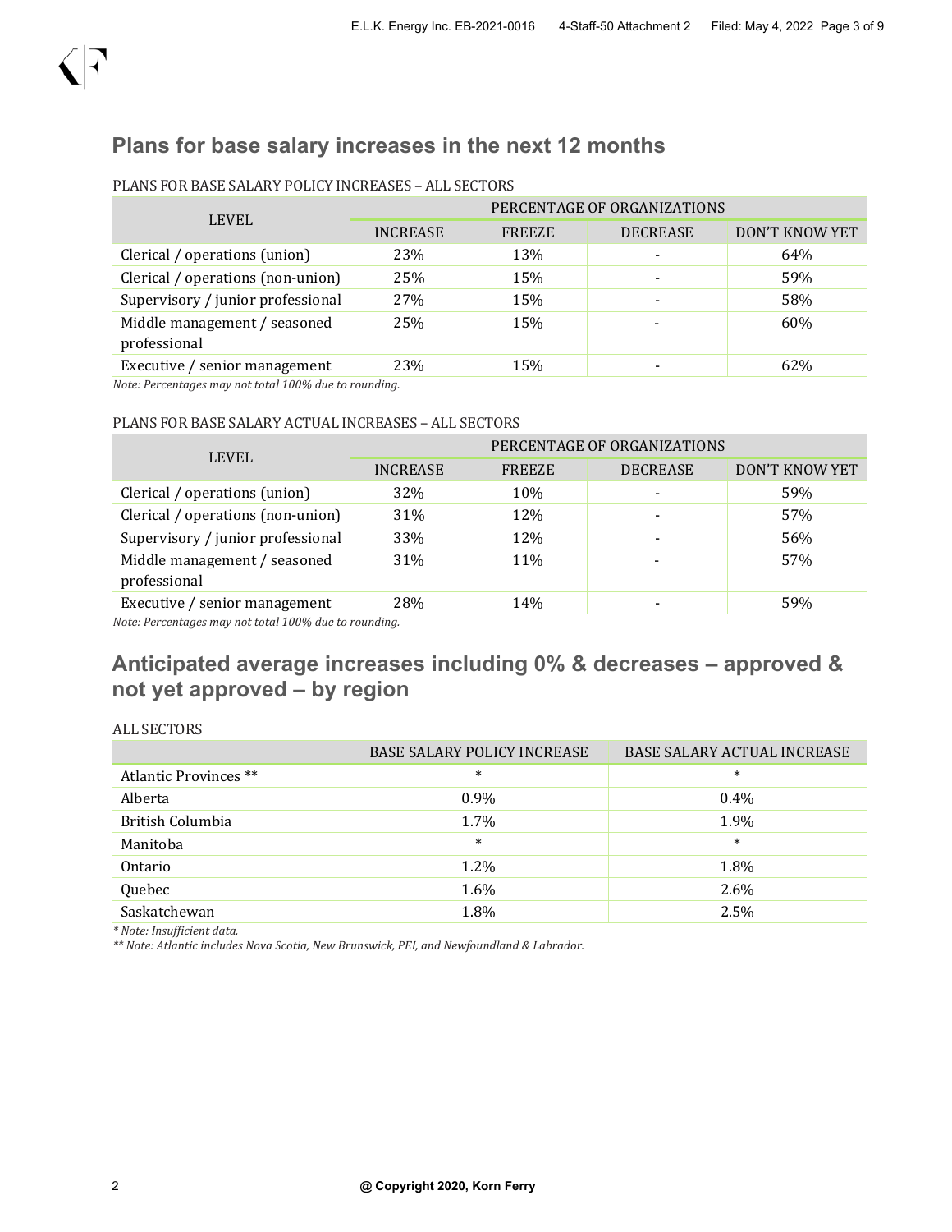## Plans for base salary increases in the next 12 months

PLANS FOR BASE SALARY POLICY INCREASES – ALL SECTORS

| LEVEL | PERCENTAGE OF ORGANIZATIONS | | | |
|---|---|---|---|---|
| | INCREASE | FREEZE | DECREASE | DON'T KNOW YET |
| Clerical / operations (union) | 23% | 13% | - | 64% |
| Clerical / operations (non-union) | 25% | 15% | - | 59% |
| Supervisory / junior professional | 27% | 15% | - | 58% |
| Middle management / seasoned professional | 25% | 15% | - | 60% |
| Executive / senior management | 23% | 15% | - | 62% |

*Note: Percentages may not total 100% due to rounding.*

PLANS FOR BASE SALARY ACTUAL INCREASES – ALL SECTORS

| LEVEL | PERCENTAGE OF ORGANIZATIONS | | | |
|---|---|---|---|---|
| | INCREASE | FREEZE | DECREASE | DON'T KNOW YET |
| Clerical / operations (union) | 32% | 10% | - | 59% |
| Clerical / operations (non-union) | 31% | 12% | - | 57% |
| Supervisory / junior professional | 33% | 12% | - | 56% |
| Middle management / seasoned professional | 31% | 11% | - | 57% |
| Executive / senior management | 28% | 14% | - | 59% |

*Note: Percentages may not total 100% due to rounding.*

## Anticipated average increases including 0% & decreases – approved & not yet approved – by region

ALL SECTORS

| | BASE SALARY POLICY INCREASE | BASE SALARY ACTUAL INCREASE |
|---|---|---|
| Atlantic Provinces ** | * | * |
| Alberta | 0.9% | 0.4% |
| British Columbia | 1.7% | 1.9% |
| Manitoba | * | * |
| Ontario | 1.2% | 1.8% |
| Quebec | 1.6% | 2.6% |
| Saskatchewan | 1.8% | 2.5% |

*\* Note: Insufficient data.*

*\*\* Note: Atlantic includes Nova Scotia, New Brunswick, PEI, and Newfoundland & Labrador.*

@ Copyright 2020, Korn Ferry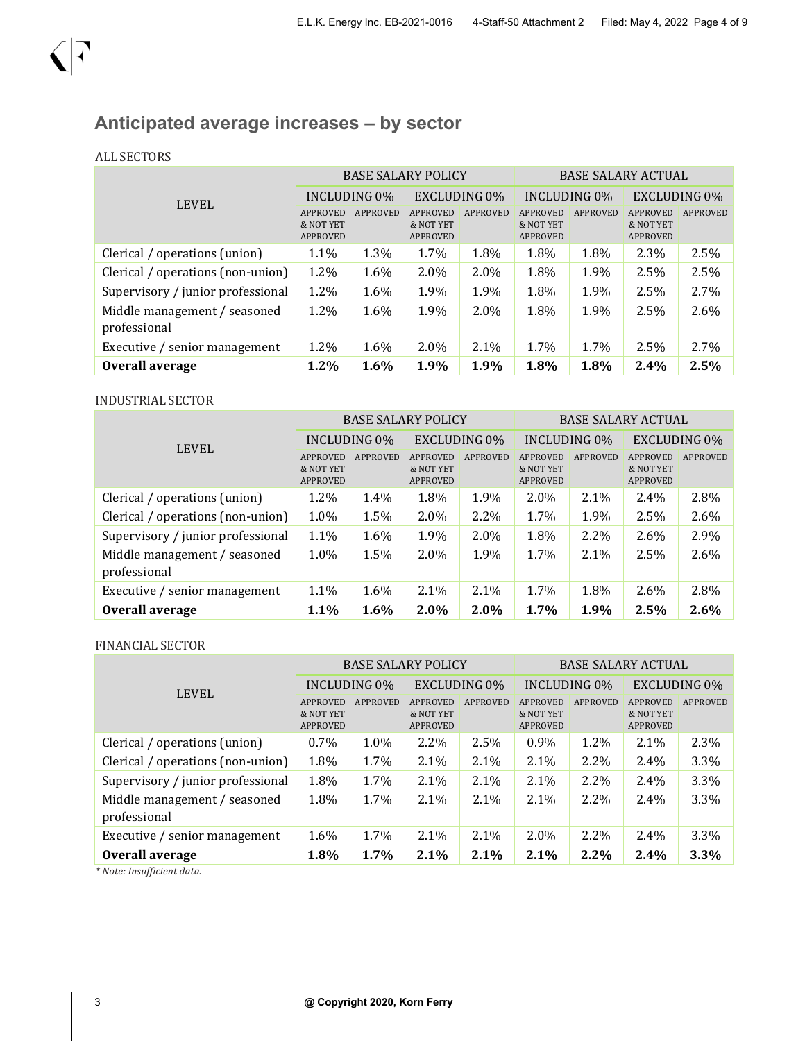## Anticipated average increases – by sector

ALL SECTORS

| LEVEL | BASE SALARY POLICY | | | | BASE SALARY ACTUAL | | | |
|---|---|---|---|---|---|---|---|---|
| | INCLUDING 0% | | EXCLUDING 0% | | INCLUDING 0% | | EXCLUDING 0% | |
| | APPROVED & NOT YET APPROVED | APPROVED | APPROVED & NOT YET APPROVED | APPROVED | APPROVED & NOT YET APPROVED | APPROVED | APPROVED & NOT YET APPROVED | APPROVED |
| Clerical / operations (union) | 1.1% | 1.3% | 1.7% | 1.8% | 1.8% | 1.8% | 2.3% | 2.5% |
| Clerical / operations (non-union) | 1.2% | 1.6% | 2.0% | 2.0% | 1.8% | 1.9% | 2.5% | 2.5% |
| Supervisory / junior professional | 1.2% | 1.6% | 1.9% | 1.9% | 1.8% | 1.9% | 2.5% | 2.7% |
| Middle management / seasoned professional | 1.2% | 1.6% | 1.9% | 2.0% | 1.8% | 1.9% | 2.5% | 2.6% |
| Executive / senior management | 1.2% | 1.6% | 2.0% | 2.1% | 1.7% | 1.7% | 2.5% | 2.7% |
| **Overall average** | **1.2%** | **1.6%** | **1.9%** | **1.9%** | **1.8%** | **1.8%** | **2.4%** | **2.5%** |

INDUSTRIAL SECTOR

| LEVEL | BASE SALARY POLICY | | | | BASE SALARY ACTUAL | | | |
|---|---|---|---|---|---|---|---|---|
| | INCLUDING 0% | | EXCLUDING 0% | | INCLUDING 0% | | EXCLUDING 0% | |
| | APPROVED & NOT YET APPROVED | APPROVED | APPROVED & NOT YET APPROVED | APPROVED | APPROVED & NOT YET APPROVED | APPROVED | APPROVED & NOT YET APPROVED | APPROVED |
| Clerical / operations (union) | 1.2% | 1.4% | 1.8% | 1.9% | 2.0% | 2.1% | 2.4% | 2.8% |
| Clerical / operations (non-union) | 1.0% | 1.5% | 2.0% | 2.2% | 1.7% | 1.9% | 2.5% | 2.6% |
| Supervisory / junior professional | 1.1% | 1.6% | 1.9% | 2.0% | 1.8% | 2.2% | 2.6% | 2.9% |
| Middle management / seasoned professional | 1.0% | 1.5% | 2.0% | 1.9% | 1.7% | 2.1% | 2.5% | 2.6% |
| Executive / senior management | 1.1% | 1.6% | 2.1% | 2.1% | 1.7% | 1.8% | 2.6% | 2.8% |
| **Overall average** | **1.1%** | **1.6%** | **2.0%** | **2.0%** | **1.7%** | **1.9%** | **2.5%** | **2.6%** |

FINANCIAL SECTOR

| LEVEL | BASE SALARY POLICY | | | | BASE SALARY ACTUAL | | | |
|---|---|---|---|---|---|---|---|---|
| | INCLUDING 0% | | EXCLUDING 0% | | INCLUDING 0% | | EXCLUDING 0% | |
| | APPROVED & NOT YET APPROVED | APPROVED | APPROVED & NOT YET APPROVED | APPROVED | APPROVED & NOT YET APPROVED | APPROVED | APPROVED & NOT YET APPROVED | APPROVED |
| Clerical / operations (union) | 0.7% | 1.0% | 2.2% | 2.5% | 0.9% | 1.2% | 2.1% | 2.3% |
| Clerical / operations (non-union) | 1.8% | 1.7% | 2.1% | 2.1% | 2.1% | 2.2% | 2.4% | 3.3% |
| Supervisory / junior professional | 1.8% | 1.7% | 2.1% | 2.1% | 2.1% | 2.2% | 2.4% | 3.3% |
| Middle management / seasoned professional | 1.8% | 1.7% | 2.1% | 2.1% | 2.1% | 2.2% | 2.4% | 3.3% |
| Executive / senior management | 1.6% | 1.7% | 2.1% | 2.1% | 2.0% | 2.2% | 2.4% | 3.3% |
| **Overall average** | **1.8%** | **1.7%** | **2.1%** | **2.1%** | **2.1%** | **2.2%** | **2.4%** | **3.3%** |

*\* Note: Insufficient data.*

@ Copyright 2020, Korn Ferry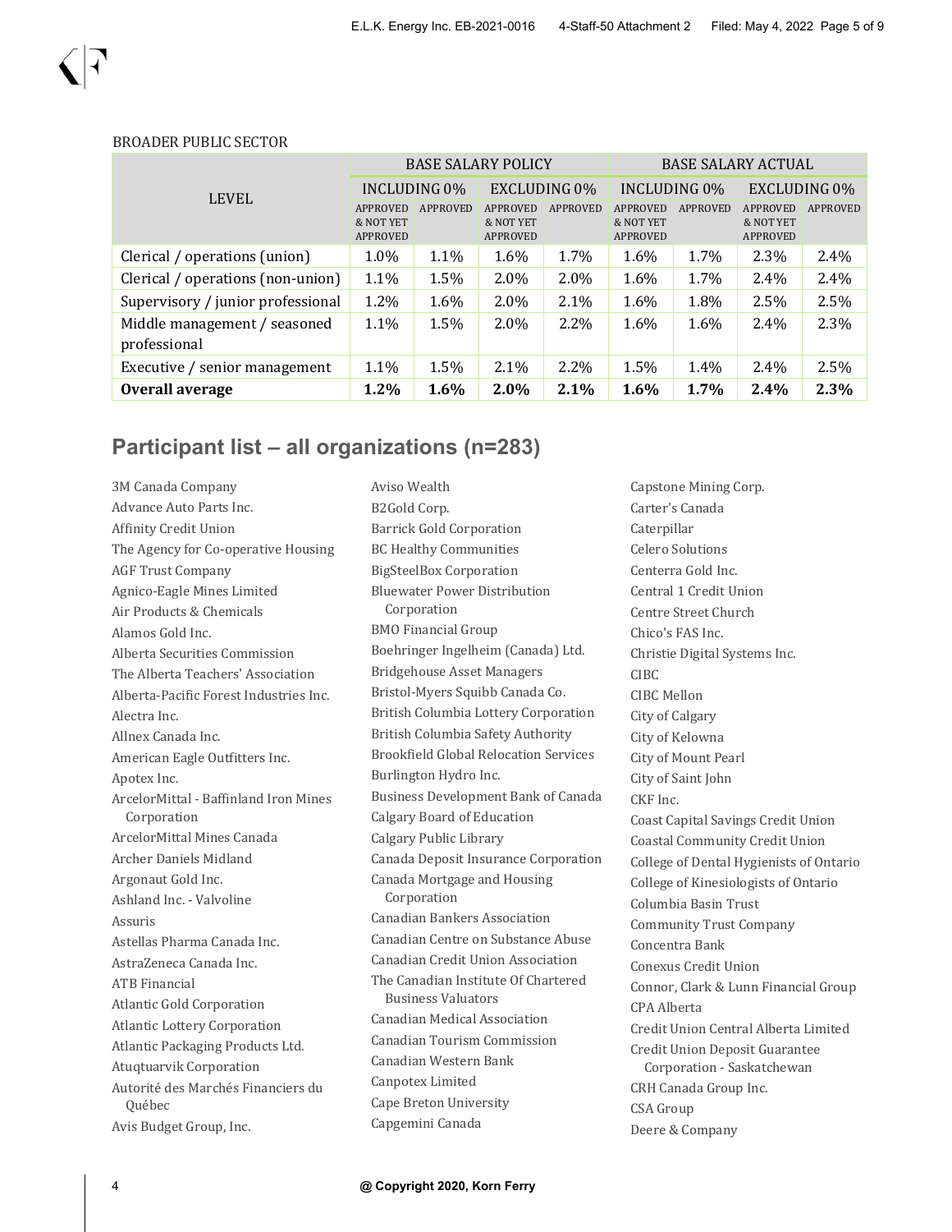BROADER PUBLIC SECTOR

| LEVEL | BASE SALARY POLICY | | | | BASE SALARY ACTUAL | | | |
|---|---|---|---|---|---|---|---|---|
| | INCLUDING 0% | | EXCLUDING 0% | | INCLUDING 0% | | EXCLUDING 0% | |
| | APPROVED & NOT YET APPROVED | APPROVED | APPROVED & NOT YET APPROVED | APPROVED | APPROVED & NOT YET APPROVED | APPROVED | APPROVED & NOT YET APPROVED | APPROVED |
| Clerical / operations (union) | 1.0% | 1.1% | 1.6% | 1.7% | 1.6% | 1.7% | 2.3% | 2.4% |
| Clerical / operations (non-union) | 1.1% | 1.5% | 2.0% | 2.0% | 1.6% | 1.7% | 2.4% | 2.4% |
| Supervisory / junior professional | 1.2% | 1.6% | 2.0% | 2.1% | 1.6% | 1.8% | 2.5% | 2.5% |
| Middle management / seasoned professional | 1.1% | 1.5% | 2.0% | 2.2% | 1.6% | 1.6% | 2.4% | 2.3% |
| Executive / senior management | 1.1% | 1.5% | 2.1% | 2.2% | 1.5% | 1.4% | 2.4% | 2.5% |
| **Overall average** | **1.2%** | **1.6%** | **2.0%** | **2.1%** | **1.6%** | **1.7%** | **2.4%** | **2.3%** |

## Participant list – all organizations (n=283)

3M Canada Company
Advance Auto Parts Inc.
Affinity Credit Union
The Agency for Co-operative Housing
AGF Trust Company
Agnico-Eagle Mines Limited
Air Products & Chemicals
Alamos Gold Inc.
Alberta Securities Commission
The Alberta Teachers' Association
Alberta-Pacific Forest Industries Inc.
Alectra Inc.
Allnex Canada Inc.
American Eagle Outfitters Inc.
Apotex Inc.
ArcelorMittal - Baffinland Iron Mines Corporation
ArcelorMittal Mines Canada
Archer Daniels Midland
Argonaut Gold Inc.
Ashland Inc. - Valvoline
Assuris
Astellas Pharma Canada Inc.
AstraZeneca Canada Inc.
ATB Financial
Atlantic Gold Corporation
Atlantic Lottery Corporation
Atlantic Packaging Products Ltd.
Atuqtuarvik Corporation
Autorité des Marchés Financiers du Québec
Avis Budget Group, Inc.
Aviso Wealth
B2Gold Corp.
Barrick Gold Corporation
BC Healthy Communities
BigSteelBox Corporation
Bluewater Power Distribution Corporation
BMO Financial Group
Boehringer Ingelheim (Canada) Ltd.
Bridgehouse Asset Managers
Bristol-Myers Squibb Canada Co.
British Columbia Lottery Corporation
British Columbia Safety Authority
Brookfield Global Relocation Services
Burlington Hydro Inc.
Business Development Bank of Canada
Calgary Board of Education
Calgary Public Library
Canada Deposit Insurance Corporation
Canada Mortgage and Housing Corporation
Canadian Bankers Association
Canadian Centre on Substance Abuse
Canadian Credit Union Association
The Canadian Institute Of Chartered Business Valuators
Canadian Medical Association
Canadian Tourism Commission
Canadian Western Bank
Canpotex Limited
Cape Breton University
Capgemini Canada
Capstone Mining Corp.
Carter's Canada
Caterpillar
Celero Solutions
Centerra Gold Inc.
Central 1 Credit Union
Centre Street Church
Chico's FAS Inc.
Christie Digital Systems Inc.
CIBC
CIBC Mellon
City of Calgary
City of Kelowna
City of Mount Pearl
City of Saint John
CKF Inc.
Coast Capital Savings Credit Union
Coastal Community Credit Union
College of Dental Hygienists of Ontario
College of Kinesiologists of Ontario
Columbia Basin Trust
Community Trust Company
Concentra Bank
Conexus Credit Union
Connor, Clark & Lunn Financial Group
CPA Alberta
Credit Union Central Alberta Limited
Credit Union Deposit Guarantee Corporation - Saskatchewan
CRH Canada Group Inc.
CSA Group
Deere & Company

@ Copyright 2020, Korn Ferry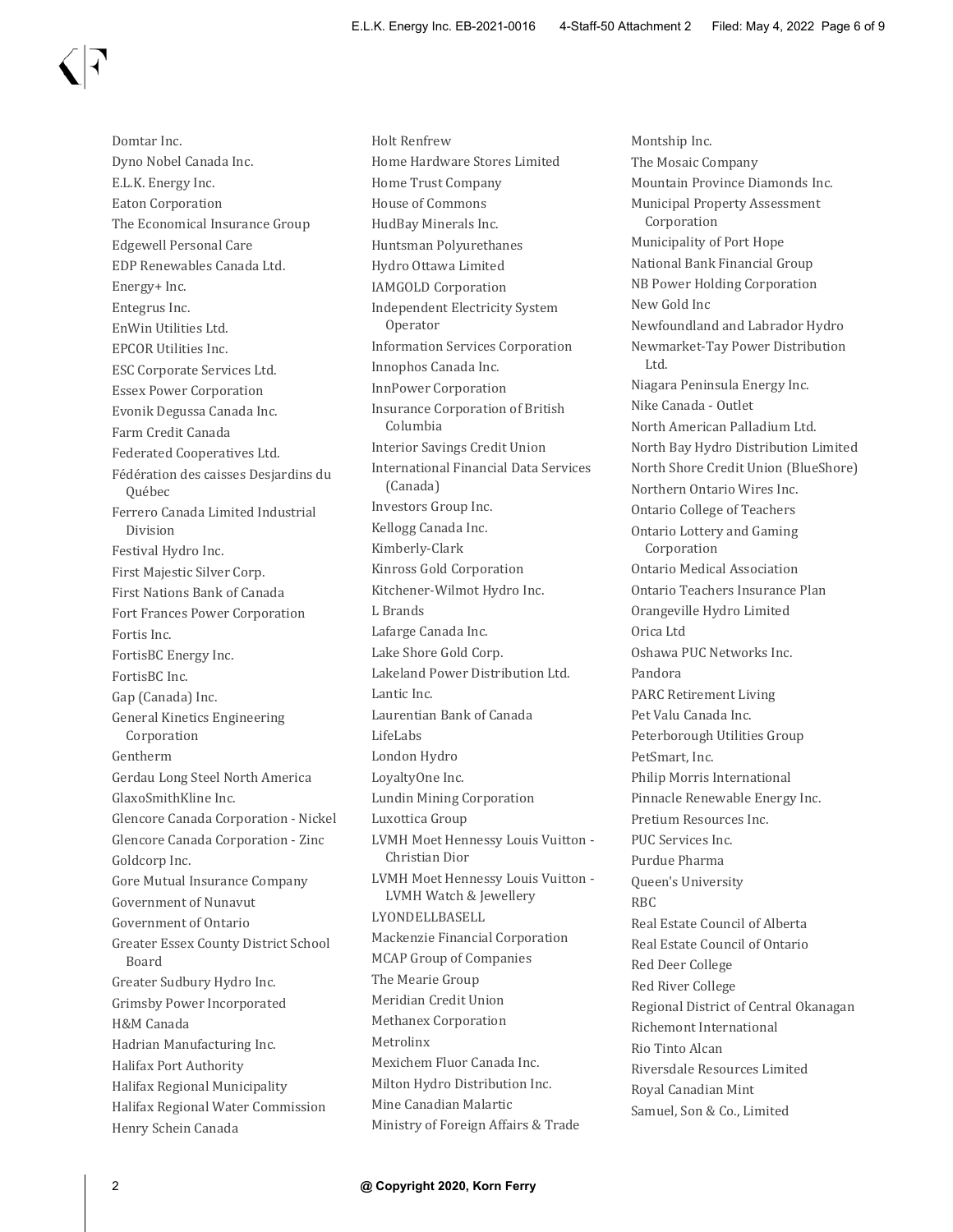Domtar Inc.
Dyno Nobel Canada Inc.
E.L.K. Energy Inc.
Eaton Corporation
The Economical Insurance Group
Edgewell Personal Care
EDP Renewables Canada Ltd.
Energy+ Inc.
Entegrus Inc.
EnWin Utilities Ltd.
EPCOR Utilities Inc.
ESC Corporate Services Ltd.
Essex Power Corporation
Evonik Degussa Canada Inc.
Farm Credit Canada
Federated Cooperatives Ltd.
Fédération des caisses Desjardins du Québec
Ferrero Canada Limited Industrial Division
Festival Hydro Inc.
First Majestic Silver Corp.
First Nations Bank of Canada
Fort Frances Power Corporation
Fortis Inc.
FortisBC Energy Inc.
FortisBC Inc.
Gap (Canada) Inc.
General Kinetics Engineering Corporation
Gentherm
Gerdau Long Steel North America
GlaxoSmithKline Inc.
Glencore Canada Corporation - Nickel
Glencore Canada Corporation - Zinc
Goldcorp Inc.
Gore Mutual Insurance Company
Government of Nunavut
Government of Ontario
Greater Essex County District School Board
Greater Sudbury Hydro Inc.
Grimsby Power Incorporated
H&M Canada
Hadrian Manufacturing Inc.
Halifax Port Authority
Halifax Regional Municipality
Halifax Regional Water Commission
Henry Schein Canada
Holt Renfrew
Home Hardware Stores Limited
Home Trust Company
House of Commons
HudBay Minerals Inc.
Huntsman Polyurethanes
Hydro Ottawa Limited
IAMGOLD Corporation
Independent Electricity System Operator
Information Services Corporation
Innophos Canada Inc.
InnPower Corporation
Insurance Corporation of British Columbia
Interior Savings Credit Union
International Financial Data Services (Canada)
Investors Group Inc.
Kellogg Canada Inc.
Kimberly-Clark
Kinross Gold Corporation
Kitchener-Wilmot Hydro Inc.
L Brands
Lafarge Canada Inc.
Lake Shore Gold Corp.
Lakeland Power Distribution Ltd.
Lantic Inc.
Laurentian Bank of Canada
LifeLabs
London Hydro
LoyaltyOne Inc.
Lundin Mining Corporation
Luxottica Group
LVMH Moet Hennessy Louis Vuitton - Christian Dior
LVMH Moet Hennessy Louis Vuitton - LVMH Watch & Jewellery
LYONDELLBASELL
Mackenzie Financial Corporation
MCAP Group of Companies
The Mearie Group
Meridian Credit Union
Methanex Corporation
Metrolinx
Mexichem Fluor Canada Inc.
Milton Hydro Distribution Inc.
Mine Canadian Malartic
Ministry of Foreign Affairs & Trade
Montship Inc.
The Mosaic Company
Mountain Province Diamonds Inc.
Municipal Property Assessment Corporation
Municipality of Port Hope
National Bank Financial Group
NB Power Holding Corporation
New Gold Inc
Newfoundland and Labrador Hydro
Newmarket-Tay Power Distribution Ltd.
Niagara Peninsula Energy Inc.
Nike Canada - Outlet
North American Palladium Ltd.
North Bay Hydro Distribution Limited
North Shore Credit Union (BlueShore)
Northern Ontario Wires Inc.
Ontario College of Teachers
Ontario Lottery and Gaming Corporation
Ontario Medical Association
Ontario Teachers Insurance Plan
Orangeville Hydro Limited
Orica Ltd
Oshawa PUC Networks Inc.
Pandora
PARC Retirement Living
Pet Valu Canada Inc.
Peterborough Utilities Group
PetSmart, Inc.
Philip Morris International
Pinnacle Renewable Energy Inc.
Pretium Resources Inc.
PUC Services Inc.
Purdue Pharma
Queen's University
RBC
Real Estate Council of Alberta
Real Estate Council of Ontario
Red Deer College
Red River College
Regional District of Central Okanagan
Richemont International
Rio Tinto Alcan
Riversdale Resources Limited
Royal Canadian Mint
Samuel, Son & Co., Limited

@ Copyright 2020, Korn Ferry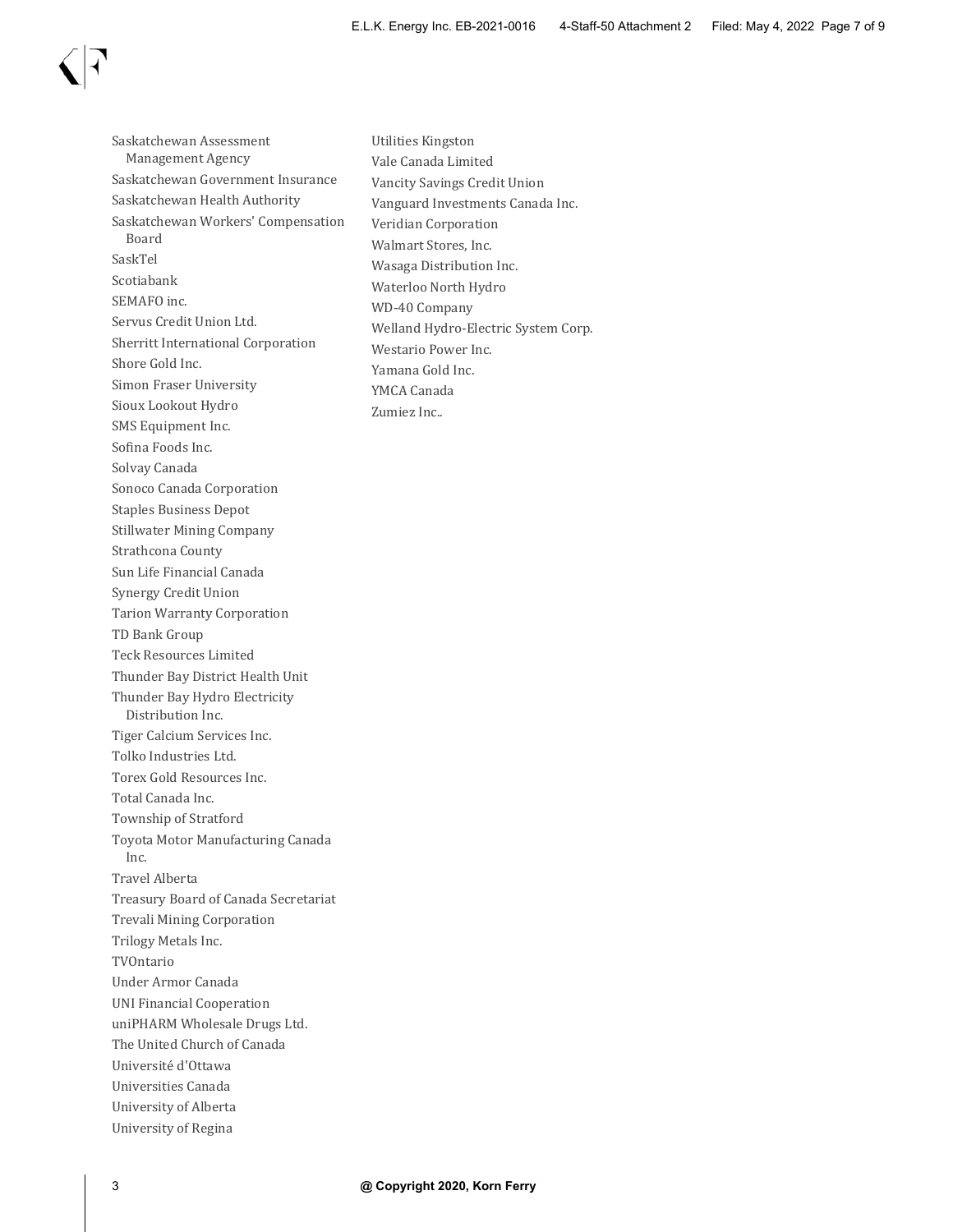Saskatchewan Assessment Management Agency
Saskatchewan Government Insurance
Saskatchewan Health Authority
Saskatchewan Workers' Compensation Board
SaskTel
Scotiabank
SEMAFO inc.
Servus Credit Union Ltd.
Sherritt International Corporation
Shore Gold Inc.
Simon Fraser University
Sioux Lookout Hydro
SMS Equipment Inc.
Sofina Foods Inc.
Solvay Canada
Sonoco Canada Corporation
Staples Business Depot
Stillwater Mining Company
Strathcona County
Sun Life Financial Canada
Synergy Credit Union
Tarion Warranty Corporation
TD Bank Group
Teck Resources Limited
Thunder Bay District Health Unit
Thunder Bay Hydro Electricity Distribution Inc.
Tiger Calcium Services Inc.
Tolko Industries Ltd.
Torex Gold Resources Inc.
Total Canada Inc.
Township of Stratford
Toyota Motor Manufacturing Canada Inc.
Travel Alberta
Treasury Board of Canada Secretariat
Trevali Mining Corporation
Trilogy Metals Inc.
TVOntario
Under Armor Canada
UNI Financial Cooperation
uniPHARM Wholesale Drugs Ltd.
The United Church of Canada
Université d'Ottawa
Universities Canada
University of Alberta
University of Regina
Utilities Kingston
Vale Canada Limited
Vancity Savings Credit Union
Vanguard Investments Canada Inc.
Veridian Corporation
Walmart Stores, Inc.
Wasaga Distribution Inc.
Waterloo North Hydro
WD-40 Company
Welland Hydro-Electric System Corp.
Westario Power Inc.
Yamana Gold Inc.
YMCA Canada
Zumiez Inc..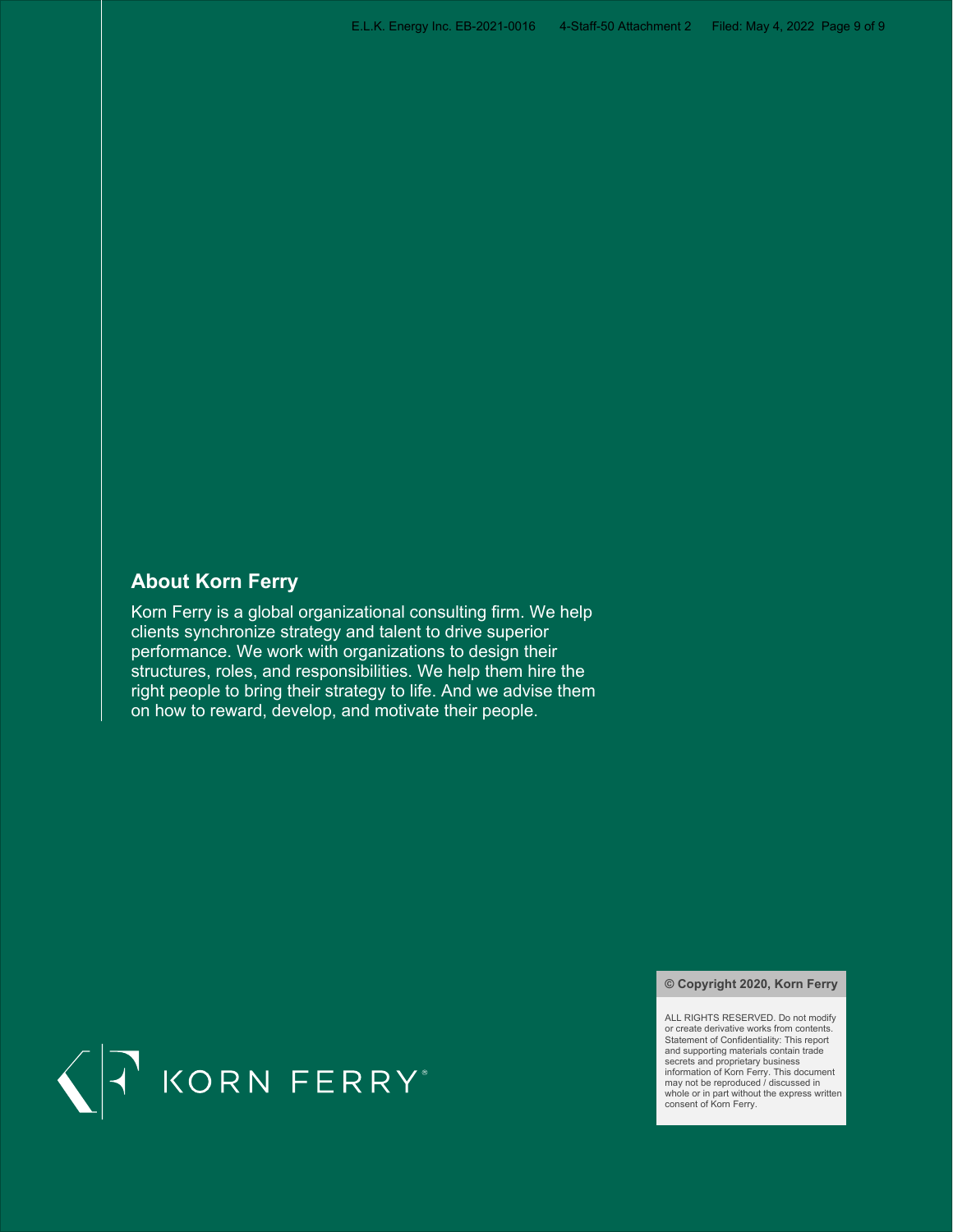## About Korn Ferry

Korn Ferry is a global organizational consulting firm. We help clients synchronize strategy and talent to drive superior performance. We work with organizations to design their structures, roles, and responsibilities. We help them hire the right people to bring their strategy to life. And we advise them on how to reward, develop, and motivate their people.

KORN FERRY®

**© Copyright 2020, Korn Ferry**

ALL RIGHTS RESERVED. Do not modify or create derivative works from contents. Statement of Confidentiality: This report and supporting materials contain trade secrets and proprietary business information of Korn Ferry. This document may not be reproduced / discussed in whole or in part without the express written consent of Korn Ferry.